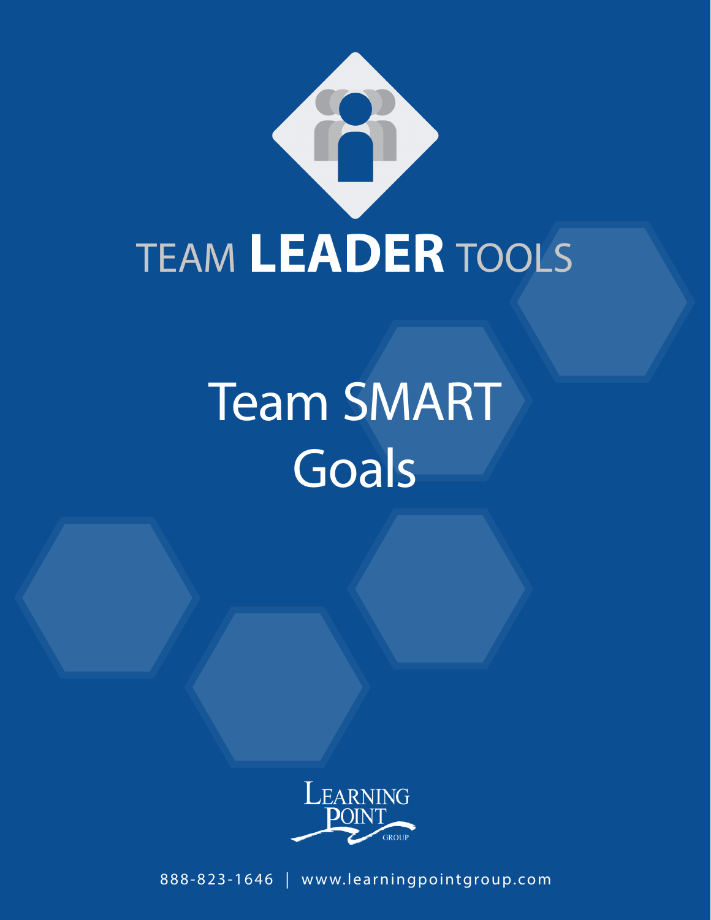# TEAM **LEADER** TOOLS

# Team SMART Goals

LEARNING POINT GROUP

888-823-1646 | www.learningpointgroup.com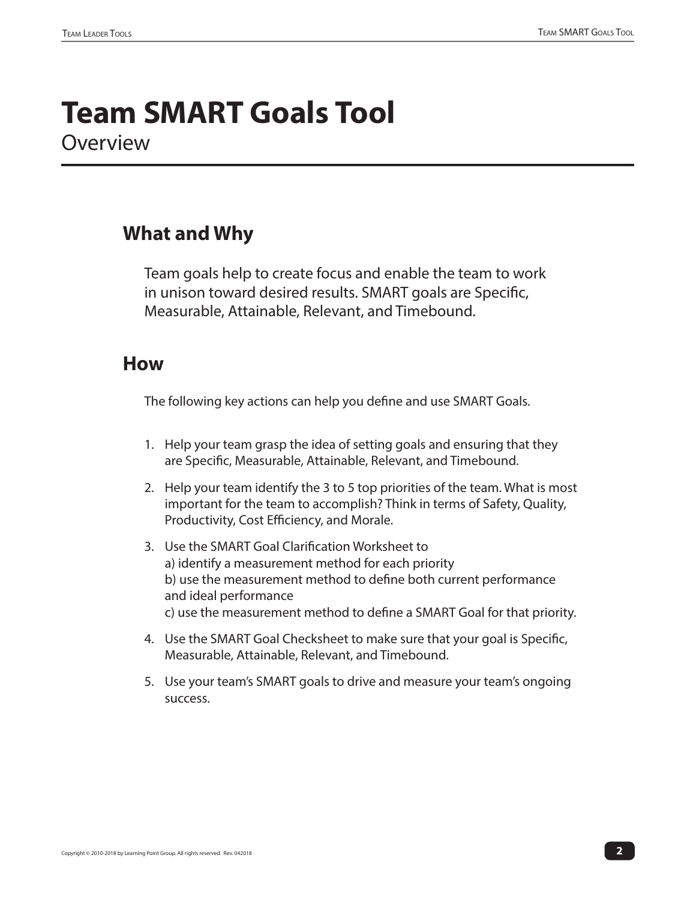# Team SMART Goals Tool

Overview

## What and Why

Team goals help to create focus and enable the team to work in unison toward desired results. SMART goals are Specific, Measurable, Attainable, Relevant, and Timebound.

## How

The following key actions can help you define and use SMART Goals.

1. Help your team grasp the idea of setting goals and ensuring that they are Specific, Measurable, Attainable, Relevant, and Timebound.
2. Help your team identify the 3 to 5 top priorities of the team. What is most important for the team to accomplish? Think in terms of Safety, Quality, Productivity, Cost Efficiency, and Morale.
3. Use the SMART Goal Clarification Worksheet to
   a) identify a measurement method for each priority
   b) use the measurement method to define both current performance and ideal performance
   c) use the measurement method to define a SMART Goal for that priority.
4. Use the SMART Goal Checksheet to make sure that your goal is Specific, Measurable, Attainable, Relevant, and Timebound.
5. Use your team's SMART goals to drive and measure your team's ongoing success.

Copyright © 2010-2018 by Learning Point Group. All rights reserved. Rev. 042018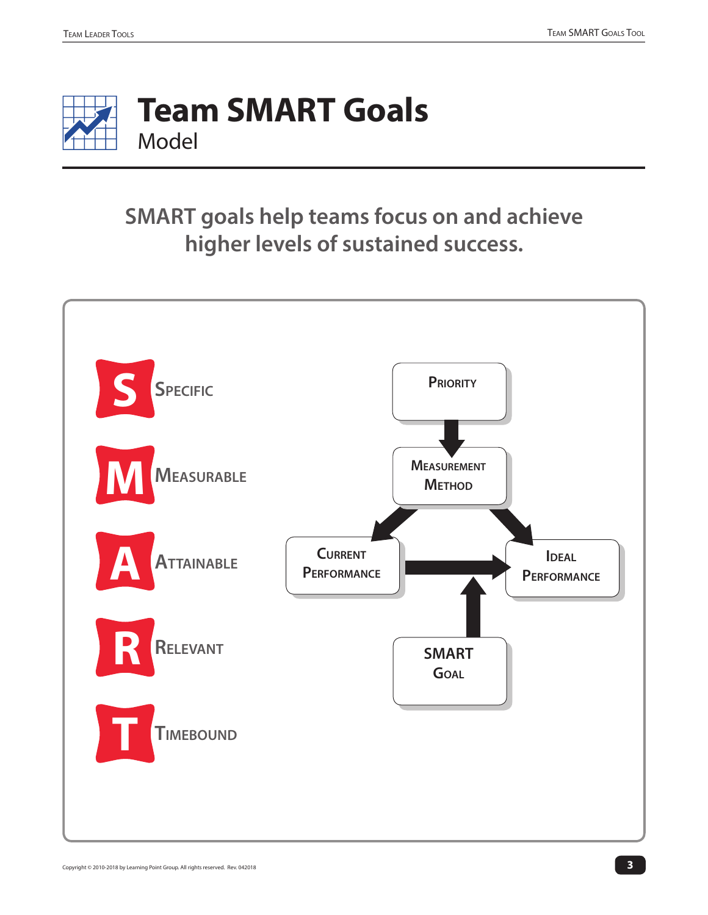# Team SMART Goals

Model

**SMART goals help teams focus on and achieve higher levels of sustained success.**

- **S** — Specific
- **M** — Measurable
- **A** — Attainable
- **R** — Relevant
- **T** — Timebound

Priority

Measurement Method

Current Performance

Ideal Performance

SMART Goal

Copyright © 2010-2018 by Learning Point Group. All rights reserved. Rev. 042018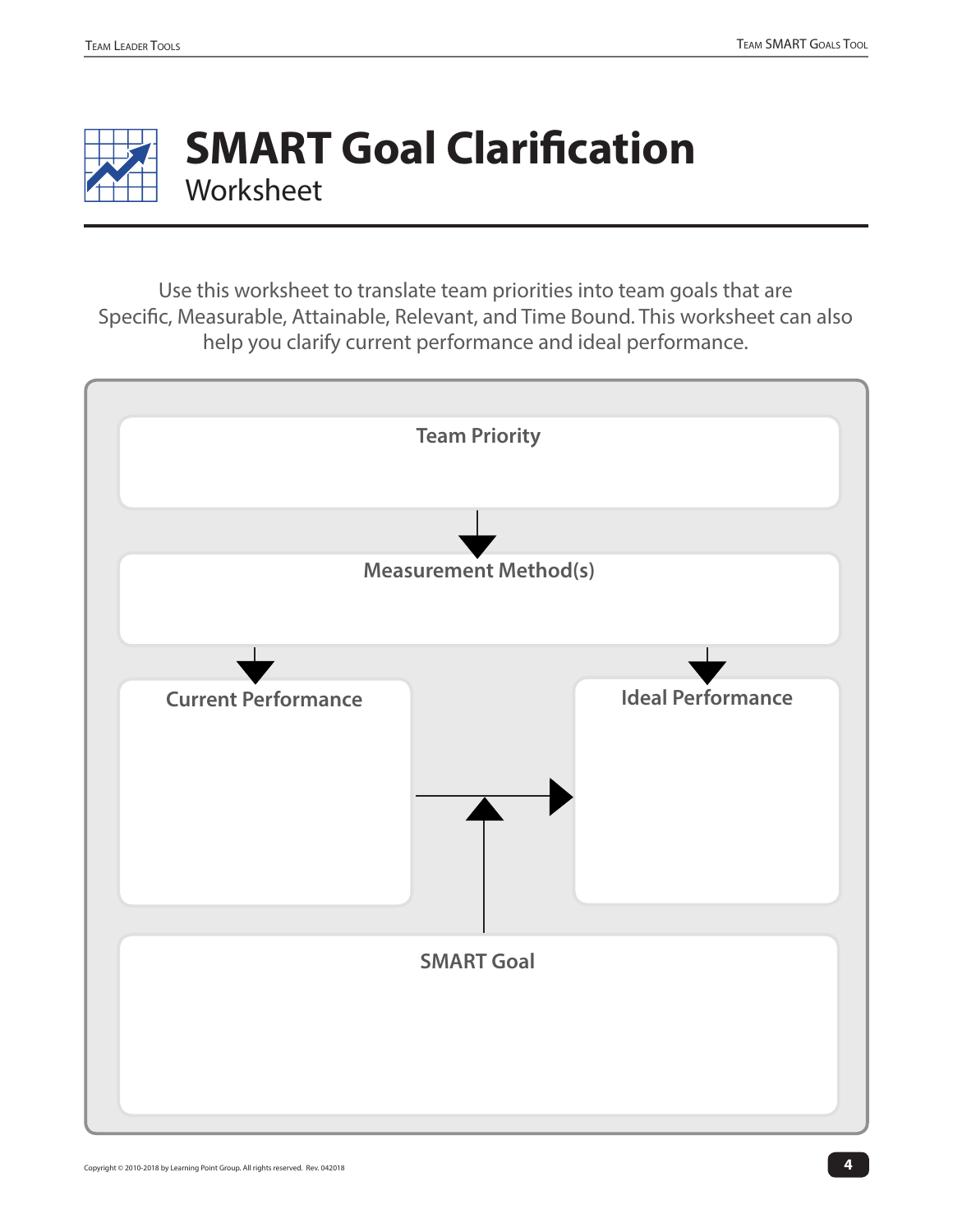# SMART Goal Clarification

## Worksheet

Use this worksheet to translate team priorities into team goals that are Specific, Measurable, Attainable, Relevant, and Time Bound. This worksheet can also help you clarify current performance and ideal performance.

**Team Priority**

**Measurement Method(s)**

**Current Performance**

**Ideal Performance**

**SMART Goal**

Copyright © 2010-2018 by Learning Point Group. All rights reserved. Rev. 042018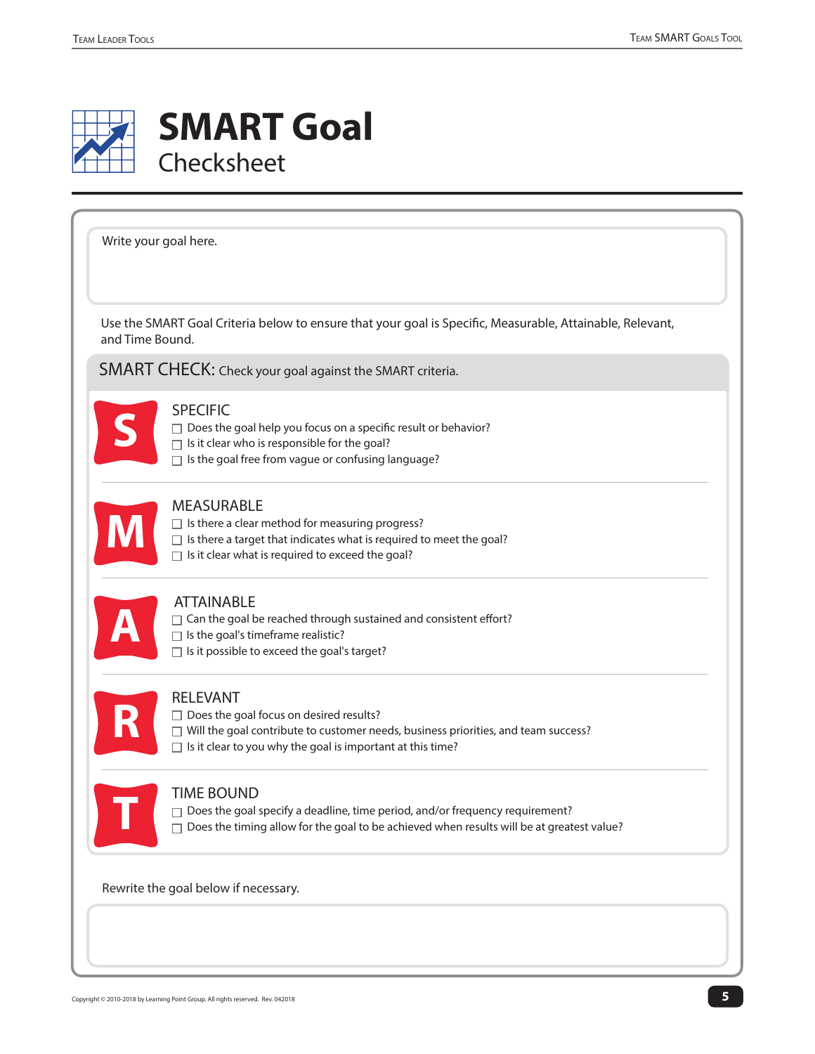# SMART Goal
## Checksheet

Write your goal here.

Use the SMART Goal Criteria below to ensure that your goal is Specific, Measurable, Attainable, Relevant, and Time Bound.

### SMART CHECK: Check your goal against the SMART criteria.

**S** — SPECIFIC
- ☐ Does the goal help you focus on a specific result or behavior?
- ☐ Is it clear who is responsible for the goal?
- ☐ Is the goal free from vague or confusing language?

**M** — MEASURABLE
- ☐ Is there a clear method for measuring progress?
- ☐ Is there a target that indicates what is required to meet the goal?
- ☐ Is it clear what is required to exceed the goal?

**A** — ATTAINABLE
- ☐ Can the goal be reached through sustained and consistent effort?
- ☐ Is the goal's timeframe realistic?
- ☐ Is it possible to exceed the goal's target?

**R** — RELEVANT
- ☐ Does the goal focus on desired results?
- ☐ Will the goal contribute to customer needs, business priorities, and team success?
- ☐ Is it clear to you why the goal is important at this time?

**T** — TIME BOUND
- ☐ Does the goal specify a deadline, time period, and/or frequency requirement?
- ☐ Does the timing allow for the goal to be achieved when results will be at greatest value?

Rewrite the goal below if necessary.

Copyright © 2010-2018 by Learning Point Group. All rights reserved. Rev. 042018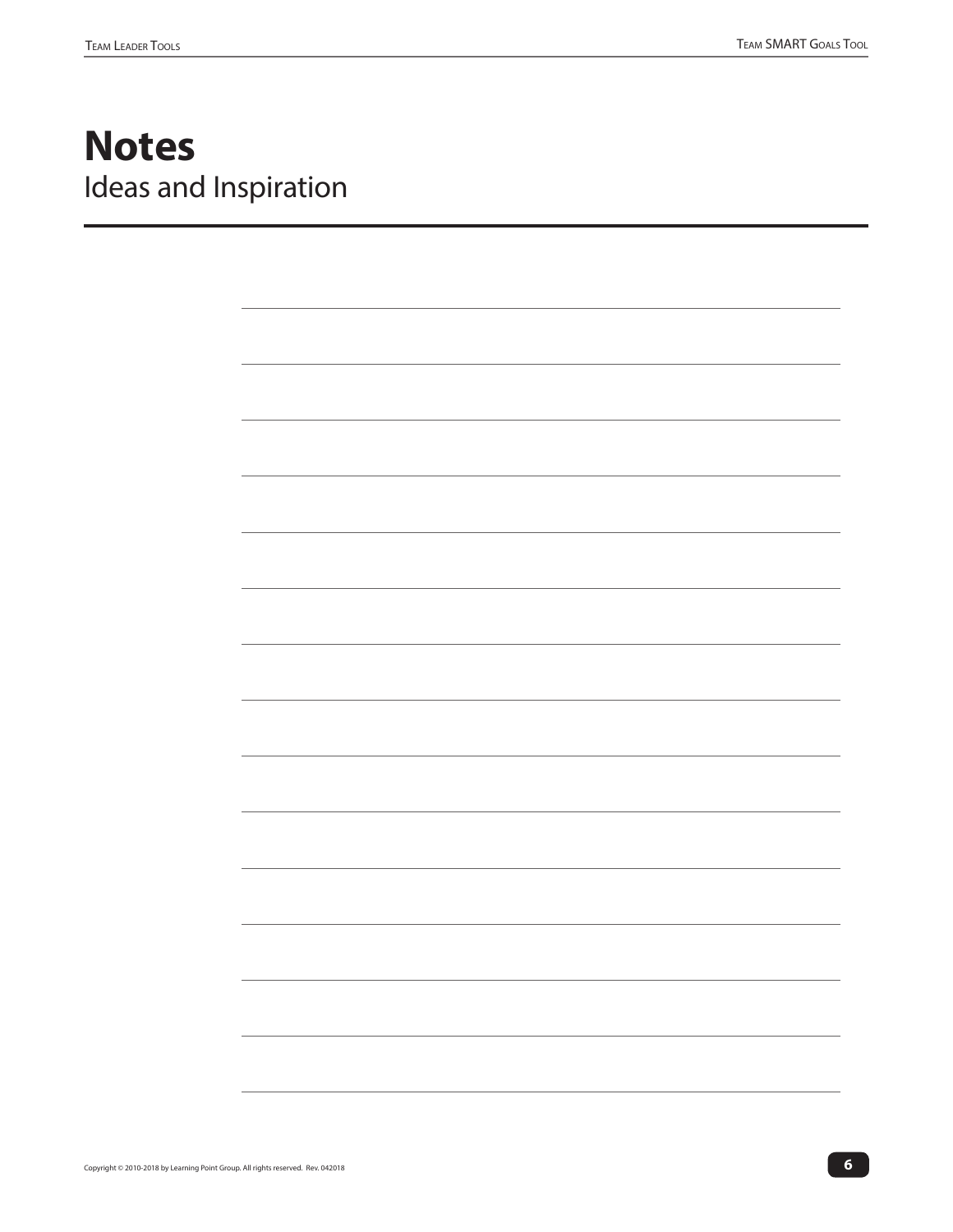# Notes

Ideas and Inspiration

Copyright © 2010-2018 by Learning Point Group. All rights reserved. Rev. 042018